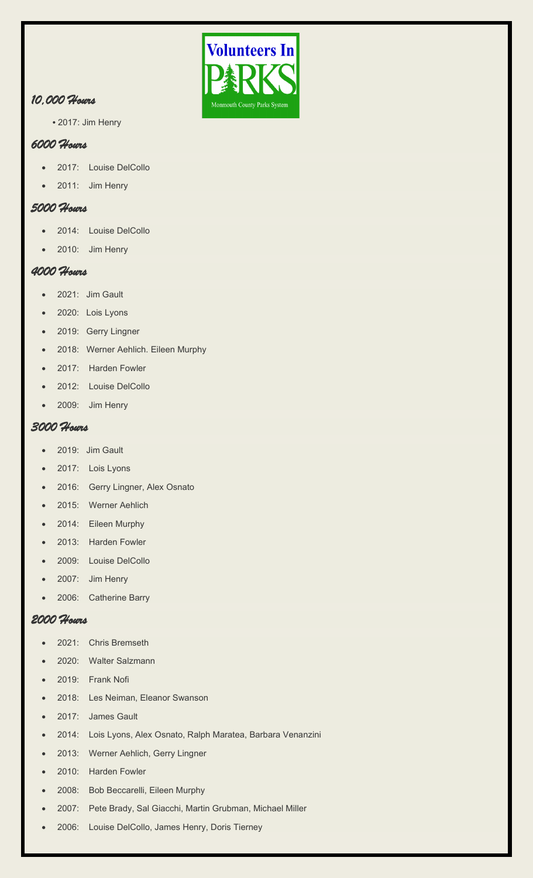Volunteers In PARKS

Monmouth County Parks System

### 10,000 Hours

- 2017: Jim Henry

### 6000 Hours

- 2017: Louise DelCollo
- 2011: Jim Henry

### 5000 Hours

- 2014: Louise DelCollo
- 2010: Jim Henry

### 4000 Hours

- 2021: Jim Gault
- 2020: Lois Lyons
- 2019: Gerry Lingner
- 2018: Werner Aehlich. Eileen Murphy
- 2017: Harden Fowler
- 2012: Louise DelCollo
- 2009: Jim Henry

### 3000 Hours

- 2019: Jim Gault
- 2017: Lois Lyons
- 2016: Gerry Lingner, Alex Osnato
- 2015: Werner Aehlich
- 2014: Eileen Murphy
- 2013: Harden Fowler
- 2009: Louise DelCollo
- 2007: Jim Henry
- 2006: Catherine Barry

### 2000 Hours

- 2021: Chris Bremseth
- 2020: Walter Salzmann
- 2019: Frank Nofi
- 2018: Les Neiman, Eleanor Swanson
- 2017: James Gault
- 2014: Lois Lyons, Alex Osnato, Ralph Maratea, Barbara Venanzini
- 2013: Werner Aehlich, Gerry Lingner
- 2010: Harden Fowler
- 2008: Bob Beccarelli, Eileen Murphy
- 2007: Pete Brady, Sal Giacchi, Martin Grubman, Michael Miller
- 2006: Louise DelCollo, James Henry, Doris Tierney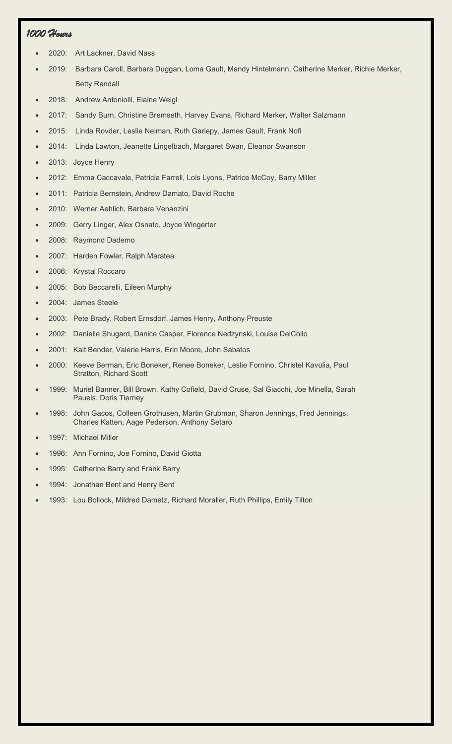## *1000 Hours*

- 2020: Art Lackner, David Nass
- 2019: Barbara Caroll, Barbara Duggan, Loma Gault, Mandy Hintelmann, Catherine Merker, Richie Merker, Betty Randall
- 2018: Andrew Antoniolli, Elaine Weigl
- 2017: Sandy Burn, Christine Bremseth, Harvey Evans, Richard Merker, Walter Salzmann
- 2015: Linda Rovder, Leslie Neiman, Ruth Gariepy, James Gault, Frank Nofi
- 2014: Linda Lawton, Jeanette Lingelbach, Margaret Swan, Eleanor Swanson
- 2013: Joyce Henry
- 2012: Emma Caccavale, Patricia Farrell, Lois Lyons, Patrice McCoy, Barry Miller
- 2011: Patricia Bernstein, Andrew Damato, David Roche
- 2010: Werner Aehlich, Barbara Venanzini
- 2009: Gerry Linger, Alex Osnato, Joyce Wingerter
- 2008: Raymond Dademo
- 2007: Harden Fowler, Ralph Maratea
- 2006: Krystal Roccaro
- 2005: Bob Beccarelli, Eileen Murphy
- 2004: James Steele
- 2003: Pete Brady, Robert Ernsdorf, James Henry, Anthony Preuste
- 2002: Danielle Shugard, Danice Casper, Florence Nedzynski, Louise DelCollo
- 2001: Kait Bender, Valerie Harris, Erin Moore, John Sabatos
- 2000: Keeve Berman, Eric Boneker, Renee Boneker, Leslie Fornino, Christel Kavulia, Paul Stratton, Richard Scott
- 1999: Muriel Banner, Bill Brown, Kathy Cofield, David Cruse, Sal Giacchi, Joe Minella, Sarah Pauels, Doris Tierney
- 1998: John Gacos, Colleen Grothusen, Martin Grubman, Sharon Jennings, Fred Jennings, Charles Katten, Aage Pederson, Anthony Setaro
- 1997: Michael Miller
- 1996: Ann Fornino, Joe Fornino, David Giotta
- 1995: Catherine Barry and Frank Barry
- 1994: Jonathan Bent and Henry Bent
- 1993: Lou Bollock, Mildred Dametz, Richard Moraller, Ruth Phillips, Emily Tilton